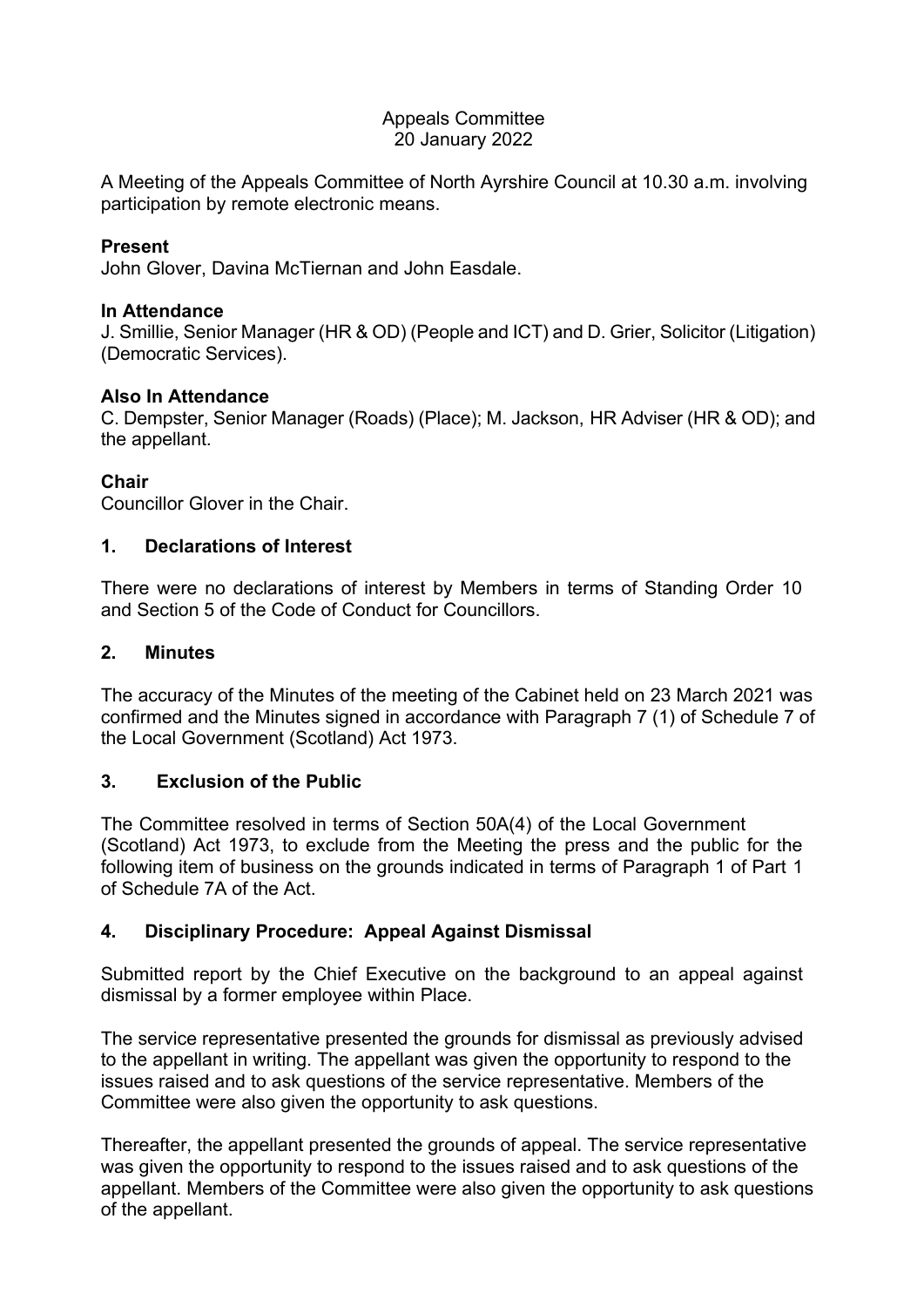Appeals Committee
20 January 2022

A Meeting of the Appeals Committee of North Ayrshire Council at 10.30 a.m. involving participation by remote electronic means.

**Present**
John Glover, Davina McTiernan and John Easdale.

**In Attendance**
J. Smillie, Senior Manager (HR & OD) (People and ICT) and D. Grier, Solicitor (Litigation) (Democratic Services).

**Also In Attendance**
C. Dempster, Senior Manager (Roads) (Place); M. Jackson, HR Adviser (HR & OD); and the appellant.

**Chair**
Councillor Glover in the Chair.

**1. Declarations of Interest**

There were no declarations of interest by Members in terms of Standing Order 10 and Section 5 of the Code of Conduct for Councillors.

**2. Minutes**

The accuracy of the Minutes of the meeting of the Cabinet held on 23 March 2021 was confirmed and the Minutes signed in accordance with Paragraph 7 (1) of Schedule 7 of the Local Government (Scotland) Act 1973.

**3. Exclusion of the Public**

The Committee resolved in terms of Section 50A(4) of the Local Government (Scotland) Act 1973, to exclude from the Meeting the press and the public for the following item of business on the grounds indicated in terms of Paragraph 1 of Part 1 of Schedule 7A of the Act.

**4. Disciplinary Procedure: Appeal Against Dismissal**

Submitted report by the Chief Executive on the background to an appeal against dismissal by a former employee within Place.

The service representative presented the grounds for dismissal as previously advised to the appellant in writing. The appellant was given the opportunity to respond to the issues raised and to ask questions of the service representative. Members of the Committee were also given the opportunity to ask questions.

Thereafter, the appellant presented the grounds of appeal. The service representative was given the opportunity to respond to the issues raised and to ask questions of the appellant. Members of the Committee were also given the opportunity to ask questions of the appellant.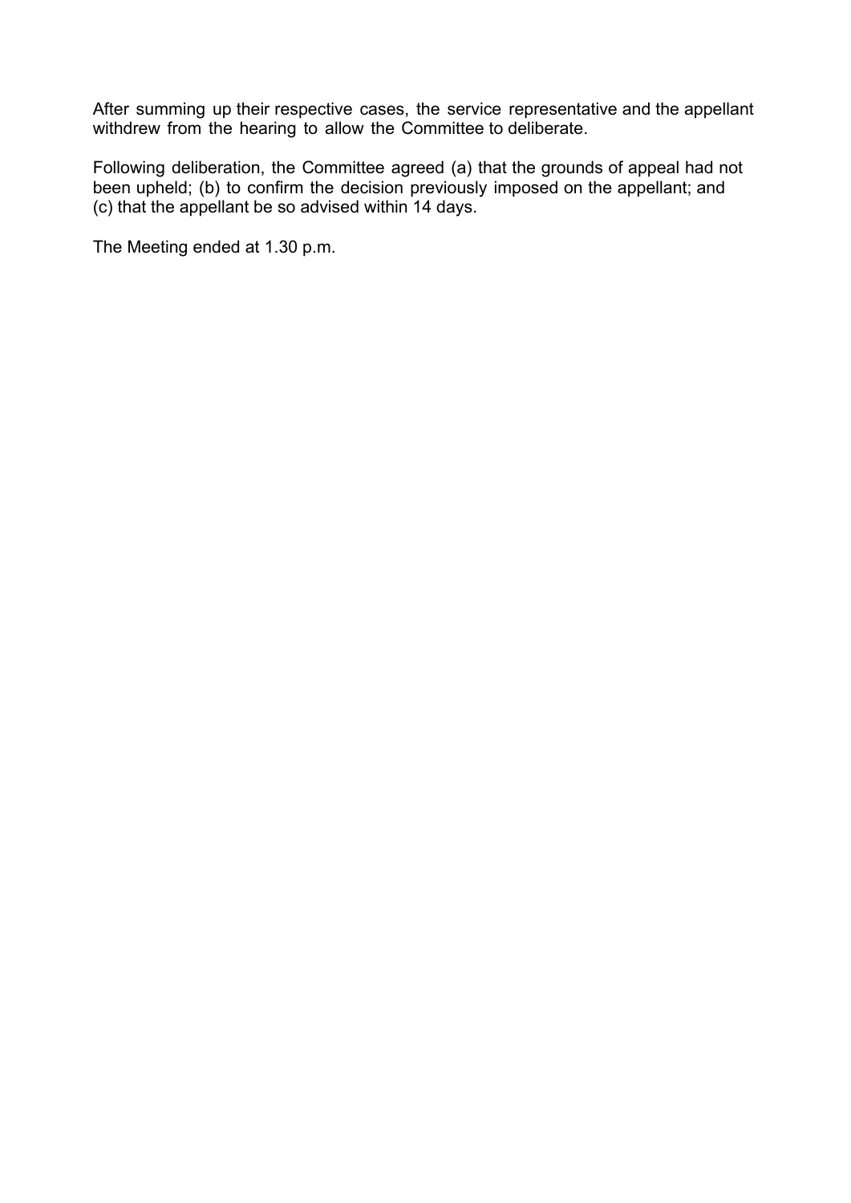After summing up their respective cases, the service representative and the appellant withdrew from the hearing to allow the Committee to deliberate.

Following deliberation, the Committee agreed (a) that the grounds of appeal had not been upheld; (b) to confirm the decision previously imposed on the appellant; and (c) that the appellant be so advised within 14 days.

The Meeting ended at 1.30 p.m.